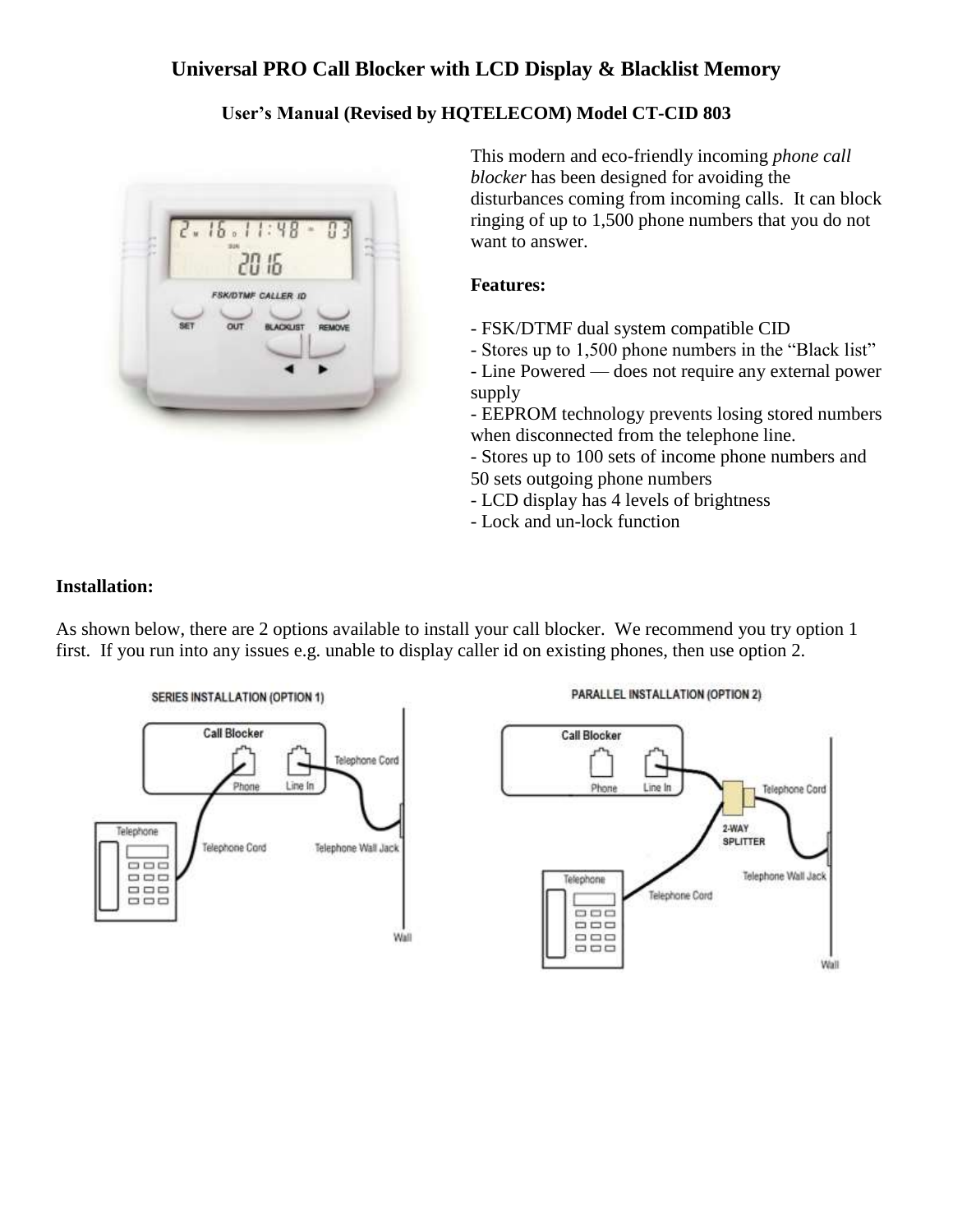# Universal PRO Call Blocker with LCD Display & Blacklist Memory

### User's Manual (Revised by HQTELECOM) Model CT-CID 803

This modern and eco-friendly incoming *phone call blocker* has been designed for avoiding the disturbances coming from incoming calls. It can block ringing of up to 1,500 phone numbers that you do not want to answer.

**Features:**

- FSK/DTMF dual system compatible CID
- Stores up to 1,500 phone numbers in the "Black list"
- Line Powered — does not require any external power supply
- EEPROM technology prevents losing stored numbers when disconnected from the telephone line.
- Stores up to 100 sets of income phone numbers and 50 sets outgoing phone numbers
- LCD display has 4 levels of brightness
- Lock and un-lock function

**Installation:**

As shown below, there are 2 options available to install your call blocker. We recommend you try option 1 first. If you run into any issues e.g. unable to display caller id on existing phones, then use option 2.

SERIES INSTALLATION (OPTION 1)

PARALLEL INSTALLATION (OPTION 2)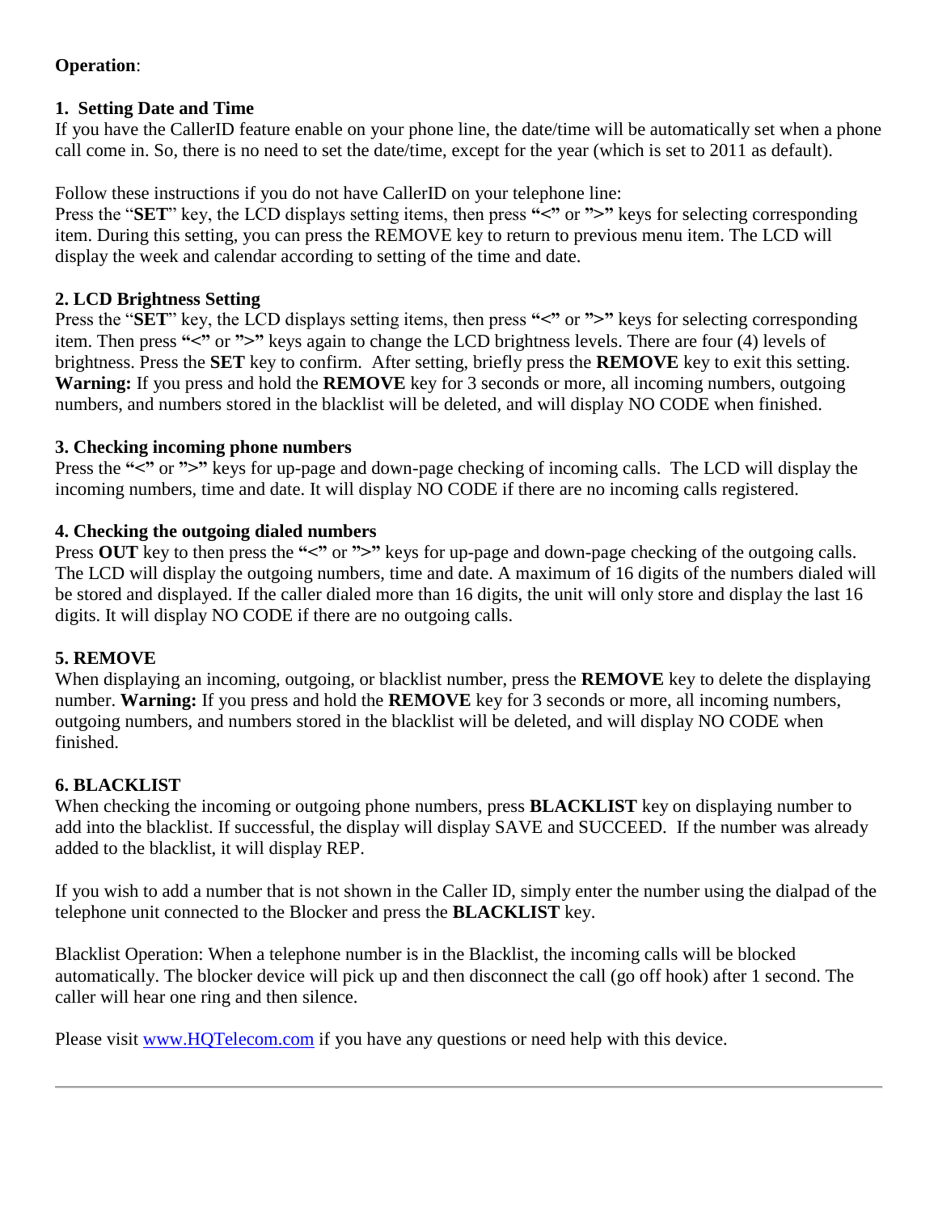**Operation**:

### 1. Setting Date and Time

If you have the CallerID feature enable on your phone line, the date/time will be automatically set when a phone call come in. So, there is no need to set the date/time, except for the year (which is set to 2011 as default).

Follow these instructions if you do not have CallerID on your telephone line:
Press the "**SET**" key, the LCD displays setting items, then press **"<"** or **">"** keys for selecting corresponding item. During this setting, you can press the REMOVE key to return to previous menu item. The LCD will display the week and calendar according to setting of the time and date.

### 2. LCD Brightness Setting

Press the "**SET**" key, the LCD displays setting items, then press **"<"** or **">"** keys for selecting corresponding item. Then press **"<"** or **">"** keys again to change the LCD brightness levels. There are four (4) levels of brightness. Press the **SET** key to confirm. After setting, briefly press the **REMOVE** key to exit this setting. **Warning:** If you press and hold the **REMOVE** key for 3 seconds or more, all incoming numbers, outgoing numbers, and numbers stored in the blacklist will be deleted, and will display NO CODE when finished.

### 3. Checking incoming phone numbers

Press the **"<"** or **">"** keys for up-page and down-page checking of incoming calls. The LCD will display the incoming numbers, time and date. It will display NO CODE if there are no incoming calls registered.

### 4. Checking the outgoing dialed numbers

Press **OUT** key to then press the **"<"** or **">"** keys for up-page and down-page checking of the outgoing calls. The LCD will display the outgoing numbers, time and date. A maximum of 16 digits of the numbers dialed will be stored and displayed. If the caller dialed more than 16 digits, the unit will only store and display the last 16 digits. It will display NO CODE if there are no outgoing calls.

### 5. REMOVE

When displaying an incoming, outgoing, or blacklist number, press the **REMOVE** key to delete the displaying number. **Warning:** If you press and hold the **REMOVE** key for 3 seconds or more, all incoming numbers, outgoing numbers, and numbers stored in the blacklist will be deleted, and will display NO CODE when finished.

### 6. BLACKLIST

When checking the incoming or outgoing phone numbers, press **BLACKLIST** key on displaying number to add into the blacklist. If successful, the display will display SAVE and SUCCEED. If the number was already added to the blacklist, it will display REP.

If you wish to add a number that is not shown in the Caller ID, simply enter the number using the dialpad of the telephone unit connected to the Blocker and press the **BLACKLIST** key.

Blacklist Operation: When a telephone number is in the Blacklist, the incoming calls will be blocked automatically. The blocker device will pick up and then disconnect the call (go off hook) after 1 second. The caller will hear one ring and then silence.

Please visit [www.HQTelecom.com](http://www.HQTelecom.com) if you have any questions or need help with this device.

---